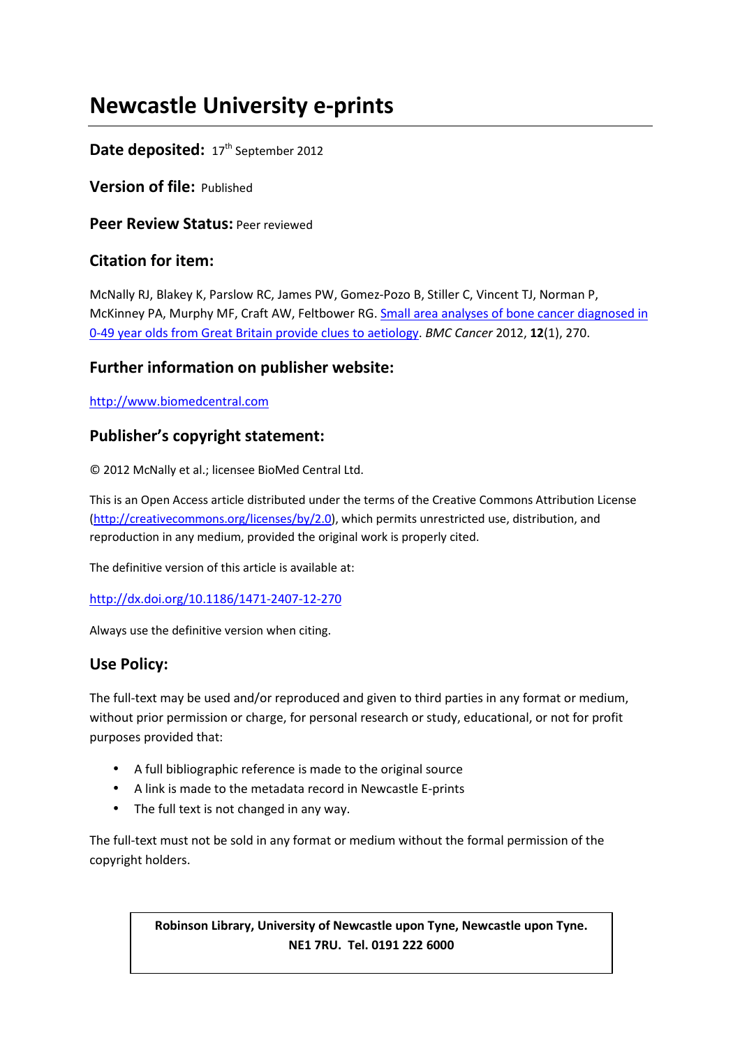# Newcastle University e-prints

**Date deposited:** 17th September 2012

**Version of file:** Published

**Peer Review Status:** Peer reviewed

## Citation for item:

McNally RJ, Blakey K, Parslow RC, James PW, Gomez-Pozo B, Stiller C, Vincent TJ, Norman P, McKinney PA, Murphy MF, Craft AW, Feltbower RG. Small area analyses of bone cancer diagnosed in 0-49 year olds from Great Britain provide clues to aetiology. *BMC Cancer* 2012, **12**(1), 270.

## Further information on publisher website:

http://www.biomedcentral.com

## Publisher's copyright statement:

© 2012 McNally et al.; licensee BioMed Central Ltd.

This is an Open Access article distributed under the terms of the Creative Commons Attribution License (http://creativecommons.org/licenses/by/2.0), which permits unrestricted use, distribution, and reproduction in any medium, provided the original work is properly cited.

The definitive version of this article is available at:

http://dx.doi.org/10.1186/1471-2407-12-270

Always use the definitive version when citing.

## Use Policy:

The full-text may be used and/or reproduced and given to third parties in any format or medium, without prior permission or charge, for personal research or study, educational, or not for profit purposes provided that:

- A full bibliographic reference is made to the original source
- A link is made to the metadata record in Newcastle E-prints
- The full text is not changed in any way.

The full-text must not be sold in any format or medium without the formal permission of the copyright holders.

**Robinson Library, University of Newcastle upon Tyne, Newcastle upon Tyne. NE1 7RU. Tel. 0191 222 6000**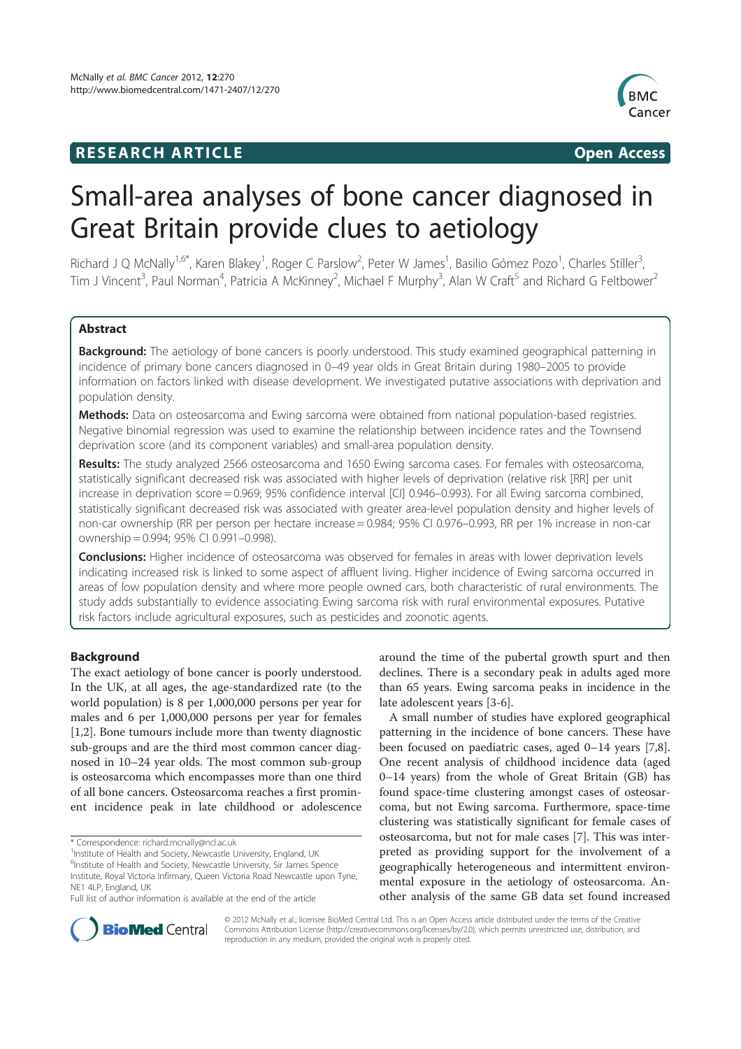Small-area analyses of bone cancer diagnosed in Great Britain provide clues to aetiology

Richard J Q McNally[1,6*], Karen Blakey[1], Roger C Parslow[2], Peter W James[1], Basilio Gómez Pozo[1], Charles Stiller[3], Tim J Vincent[3], Paul Norman[4], Patricia A McKinney[2], Michael F Murphy[3], Alan W Craft[5] and Richard G Feltbower[2]

# Small-area analyses of bone cancer diagnosed in Great Britain provide clues to aetiology

## Abstract

**Background:** The aetiology of bone cancers is poorly understood. This study examined geographical patterning in incidence of primary bone cancers diagnosed in 0–49 year olds in Great Britain during 1980–2005 to provide information on factors linked with disease development. We investigated putative associations with deprivation and population density.

**Methods:** Data on osteosarcoma and Ewing sarcoma were obtained from national population-based registries. Negative binomial regression was used to examine the relationship between incidence rates and the Townsend deprivation score (and its component variables) and small-area population density.

**Results:** The study analyzed 2566 osteosarcoma and 1650 Ewing sarcoma cases. For females with osteosarcoma, statistically significant decreased risk was associated with higher levels of deprivation (relative risk [RR] per unit increase in deprivation score = 0.969; 95% confidence interval [CI] 0.946–0.993). For all Ewing sarcoma combined, statistically significant decreased risk was associated with greater area-level population density and higher levels of non-car ownership (RR per person per hectare increase = 0.984; 95% CI 0.976–0.993, RR per 1% increase in non-car ownership = 0.994; 95% CI 0.991–0.998).

**Conclusions:** Higher incidence of osteosarcoma was observed for females in areas with lower deprivation levels indicating increased risk is linked to some aspect of affluent living. Higher incidence of Ewing sarcoma occurred in areas of low population density and where more people owned cars, both characteristic of rural environments. The study adds substantially to evidence associating Ewing sarcoma risk with rural environmental exposures. Putative risk factors include agricultural exposures, such as pesticides and zoonotic agents.

## Background

The exact aetiology of bone cancer is poorly understood. In the UK, at all ages, the age-standardized rate (to the world population) is 8 per 1,000,000 persons per year for males and 6 per 1,000,000 persons per year for females [1,2]. Bone tumours include more than twenty diagnostic sub-groups and are the third most common cancer diagnosed in 10–24 year olds. The most common sub-group is osteosarcoma which encompasses more than one third of all bone cancers. Osteosarcoma reaches a first prominent incidence peak in late childhood or adolescence around the time of the pubertal growth spurt and then declines. There is a secondary peak in adults aged more than 65 years. Ewing sarcoma peaks in incidence in the late adolescent years [3-6].

A small number of studies have explored geographical patterning in the incidence of bone cancers. These have been focused on paediatric cases, aged 0–14 years [7,8]. One recent analysis of childhood incidence data (aged 0–14 years) from the whole of Great Britain (GB) has found space-time clustering amongst cases of osteosarcoma, but not Ewing sarcoma. Furthermore, space-time clustering was statistically significant for female cases of osteosarcoma, but not for male cases [7]. This was interpreted as providing support for the involvement of a geographically heterogeneous and intermittent environmental exposure in the aetiology of osteosarcoma. Another analysis of the same GB data set found increased

\* Correspondence: richard.mcnally@ncl.ac.uk
[1]Institute of Health and Society, Newcastle University, England, UK
[6]Institute of Health and Society, Newcastle University, Sir James Spence Institute, Royal Victoria Infirmary, Queen Victoria Road Newcastle upon Tyne, NE1 4LP, England, UK
Full list of author information is available at the end of the article

© 2012 McNally et al.; licensee BioMed Central Ltd. This is an Open Access article distributed under the terms of the Creative Commons Attribution License (http://creativecommons.org/licenses/by/2.0), which permits unrestricted use, distribution, and reproduction in any medium, provided the original work is properly cited.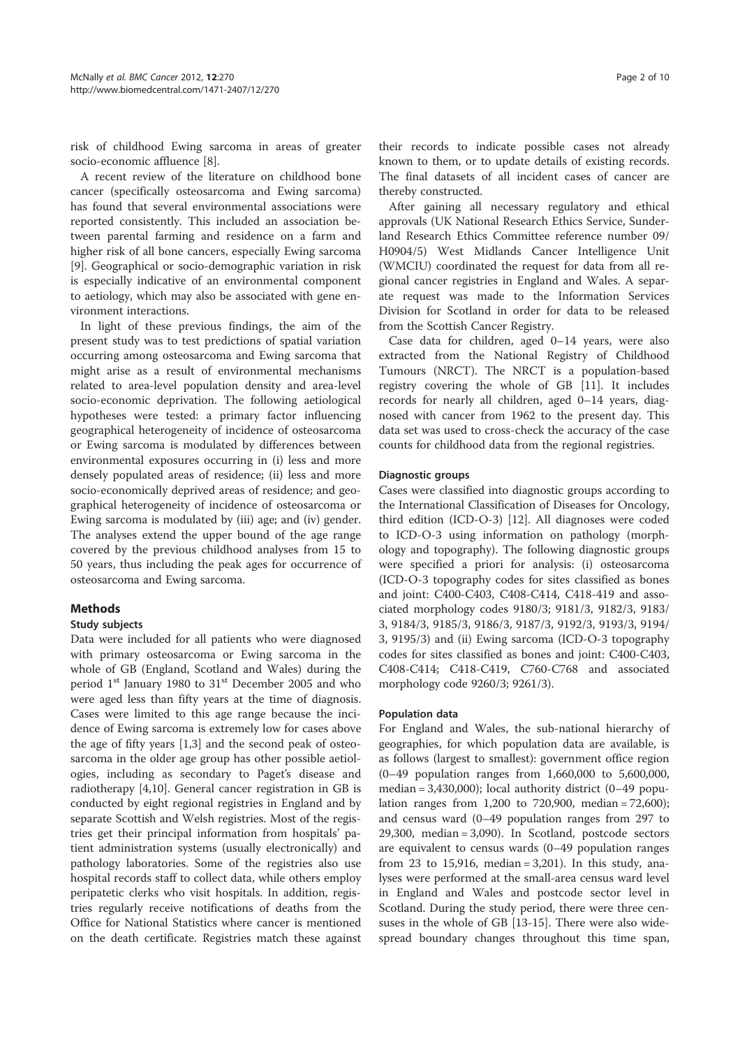risk of childhood Ewing sarcoma in areas of greater socio-economic affluence [8].

A recent review of the literature on childhood bone cancer (specifically osteosarcoma and Ewing sarcoma) has found that several environmental associations were reported consistently. This included an association between parental farming and residence on a farm and higher risk of all bone cancers, especially Ewing sarcoma [9]. Geographical or socio-demographic variation in risk is especially indicative of an environmental component to aetiology, which may also be associated with gene environment interactions.

In light of these previous findings, the aim of the present study was to test predictions of spatial variation occurring among osteosarcoma and Ewing sarcoma that might arise as a result of environmental mechanisms related to area-level population density and area-level socio-economic deprivation. The following aetiological hypotheses were tested: a primary factor influencing geographical heterogeneity of incidence of osteosarcoma or Ewing sarcoma is modulated by differences between environmental exposures occurring in (i) less and more densely populated areas of residence; (ii) less and more socio-economically deprived areas of residence; and geographical heterogeneity of incidence of osteosarcoma or Ewing sarcoma is modulated by (iii) age; and (iv) gender. The analyses extend the upper bound of the age range covered by the previous childhood analyses from 15 to 50 years, thus including the peak ages for occurrence of osteosarcoma and Ewing sarcoma.

## Methods

### Study subjects

Data were included for all patients who were diagnosed with primary osteosarcoma or Ewing sarcoma in the whole of GB (England, Scotland and Wales) during the period 1st January 1980 to 31st December 2005 and who were aged less than fifty years at the time of diagnosis. Cases were limited to this age range because the incidence of Ewing sarcoma is extremely low for cases above the age of fifty years [1,3] and the second peak of osteosarcoma in the older age group has other possible aetiologies, including as secondary to Paget's disease and radiotherapy [4,10]. General cancer registration in GB is conducted by eight regional registries in England and by separate Scottish and Welsh registries. Most of the registries get their principal information from hospitals' patient administration systems (usually electronically) and pathology laboratories. Some of the registries also use hospital records staff to collect data, while others employ peripatetic clerks who visit hospitals. In addition, registries regularly receive notifications of deaths from the Office for National Statistics where cancer is mentioned on the death certificate. Registries match these against their records to indicate possible cases not already known to them, or to update details of existing records. The final datasets of all incident cases of cancer are thereby constructed.

After gaining all necessary regulatory and ethical approvals (UK National Research Ethics Service, Sunderland Research Ethics Committee reference number 09/H0904/5) West Midlands Cancer Intelligence Unit (WMCIU) coordinated the request for data from all regional cancer registries in England and Wales. A separate request was made to the Information Services Division for Scotland in order for data to be released from the Scottish Cancer Registry.

Case data for children, aged 0–14 years, were also extracted from the National Registry of Childhood Tumours (NRCT). The NRCT is a population-based registry covering the whole of GB [11]. It includes records for nearly all children, aged 0–14 years, diagnosed with cancer from 1962 to the present day. This data set was used to cross-check the accuracy of the case counts for childhood data from the regional registries.

### Diagnostic groups

Cases were classified into diagnostic groups according to the International Classification of Diseases for Oncology, third edition (ICD-O-3) [12]. All diagnoses were coded to ICD-O-3 using information on pathology (morphology and topography). The following diagnostic groups were specified a priori for analysis: (i) osteosarcoma (ICD-O-3 topography codes for sites classified as bones and joint: C400-C403, C408-C414, C418-419 and associated morphology codes 9180/3; 9181/3, 9182/3, 9183/3, 9184/3, 9185/3, 9186/3, 9187/3, 9192/3, 9193/3, 9194/3, 9195/3) and (ii) Ewing sarcoma (ICD-O-3 topography codes for sites classified as bones and joint: C400-C403, C408-C414; C418-C419, C760-C768 and associated morphology code 9260/3; 9261/3).

### Population data

For England and Wales, the sub-national hierarchy of geographies, for which population data are available, is as follows (largest to smallest): government office region (0–49 population ranges from 1,660,000 to 5,600,000, median = 3,430,000); local authority district (0–49 population ranges from 1,200 to 720,900, median = 72,600); and census ward (0–49 population ranges from 297 to 29,300, median = 3,090). In Scotland, postcode sectors are equivalent to census wards (0–49 population ranges from 23 to 15,916, median = 3,201). In this study, analyses were performed at the small-area census ward level in England and Wales and postcode sector level in Scotland. During the study period, there were three censuses in the whole of GB [13-15]. There were also widespread boundary changes throughout this time span,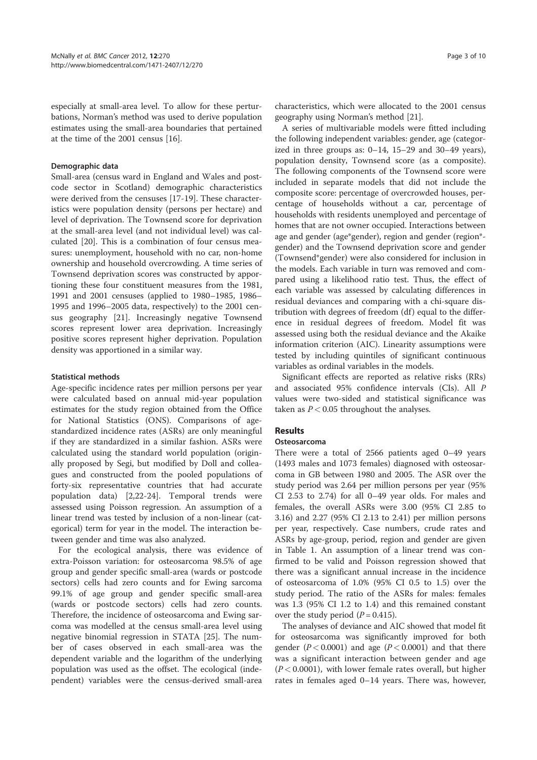especially at small-area level. To allow for these perturbations, Norman's method was used to derive population estimates using the small-area boundaries that pertained at the time of the 2001 census [16].

#### Demographic data

Small-area (census ward in England and Wales and postcode sector in Scotland) demographic characteristics were derived from the censuses [17-19]. These characteristics were population density (persons per hectare) and level of deprivation. The Townsend score for deprivation at the small-area level (and not individual level) was calculated [20]. This is a combination of four census measures: unemployment, household with no car, non-home ownership and household overcrowding. A time series of Townsend deprivation scores was constructed by apportioning these four constituent measures from the 1981, 1991 and 2001 censuses (applied to 1980–1985, 1986–1995 and 1996–2005 data, respectively) to the 2001 census geography [21]. Increasingly negative Townsend scores represent lower area deprivation. Increasingly positive scores represent higher deprivation. Population density was apportioned in a similar way.

#### Statistical methods

Age-specific incidence rates per million persons per year were calculated based on annual mid-year population estimates for the study region obtained from the Office for National Statistics (ONS). Comparisons of age-standardized incidence rates (ASRs) are only meaningful if they are standardized in a similar fashion. ASRs were calculated using the standard world population (originally proposed by Segi, but modified by Doll and colleagues and constructed from the pooled populations of forty-six representative countries that had accurate population data) [2,22-24]. Temporal trends were assessed using Poisson regression. An assumption of a linear trend was tested by inclusion of a non-linear (categorical) term for year in the model. The interaction between gender and time was also analyzed.

For the ecological analysis, there was evidence of extra-Poisson variation: for osteosarcoma 98.5% of age group and gender specific small-area (wards or postcode sectors) cells had zero counts and for Ewing sarcoma 99.1% of age group and gender specific small-area (wards or postcode sectors) cells had zero counts. Therefore, the incidence of osteosarcoma and Ewing sarcoma was modelled at the census small-area level using negative binomial regression in STATA [25]. The number of cases observed in each small-area was the dependent variable and the logarithm of the underlying population was used as the offset. The ecological (independent) variables were the census-derived small-area characteristics, which were allocated to the 2001 census geography using Norman's method [21].

A series of multivariable models were fitted including the following independent variables: gender, age (categorized in three groups as: 0–14, 15–29 and 30–49 years), population density, Townsend score (as a composite). The following components of the Townsend score were included in separate models that did not include the composite score: percentage of overcrowded houses, percentage of households without a car, percentage of households with residents unemployed and percentage of homes that are not owner occupied. Interactions between age and gender (age*gender), region and gender (region*gender) and the Townsend deprivation score and gender (Townsend*gender) were also considered for inclusion in the models. Each variable in turn was removed and compared using a likelihood ratio test. Thus, the effect of each variable was assessed by calculating differences in residual deviances and comparing with a chi-square distribution with degrees of freedom (df) equal to the difference in residual degrees of freedom. Model fit was assessed using both the residual deviance and the Akaike information criterion (AIC). Linearity assumptions were tested by including quintiles of significant continuous variables as ordinal variables in the models.

Significant effects are reported as relative risks (RRs) and associated 95% confidence intervals (CIs). All *P* values were two-sided and statistical significance was taken as $P < 0.05$ throughout the analyses.

## Results

### Osteosarcoma

There were a total of 2566 patients aged 0–49 years (1493 males and 1073 females) diagnosed with osteosarcoma in GB between 1980 and 2005. The ASR over the study period was 2.64 per million persons per year (95% CI 2.53 to 2.74) for all 0–49 year olds. For males and females, the overall ASRs were 3.00 (95% CI 2.85 to 3.16) and 2.27 (95% CI 2.13 to 2.41) per million persons per year, respectively. Case numbers, crude rates and ASRs by age-group, period, region and gender are given in Table 1. An assumption of a linear trend was confirmed to be valid and Poisson regression showed that there was a significant annual increase in the incidence of osteosarcoma of 1.0% (95% CI 0.5 to 1.5) over the study period. The ratio of the ASRs for males: females was 1.3 (95% CI 1.2 to 1.4) and this remained constant over the study period ($P = 0.415$).

The analyses of deviance and AIC showed that model fit for osteosarcoma was significantly improved for both gender ($P < 0.0001$) and age ($P < 0.0001$) and that there was a significant interaction between gender and age ($P < 0.0001$), with lower female rates overall, but higher rates in females aged 0–14 years. There was, however,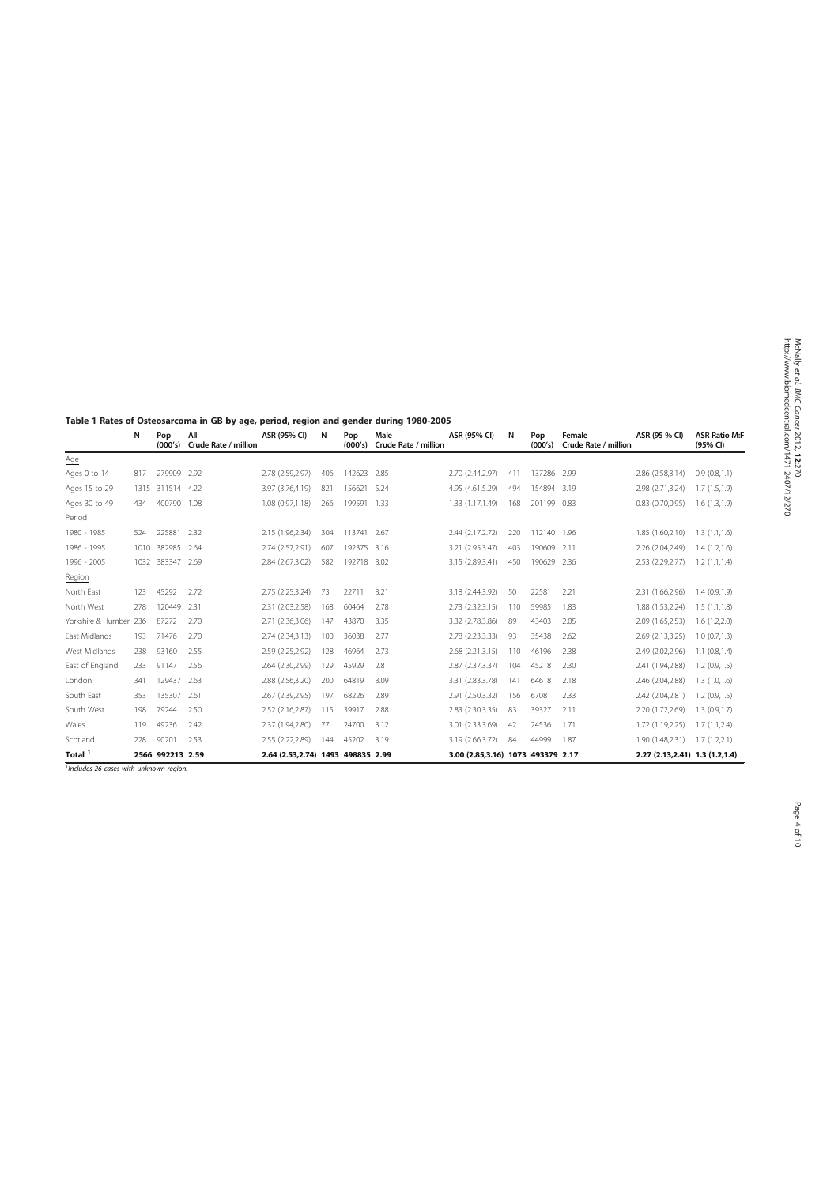**Table 1 Rates of Osteosarcoma in GB by age, period, region and gender during 1980-2005**

| | N | Pop (000's) | All Crude Rate / million | ASR (95% CI) | N | Pop (000's) | Male Crude Rate / million | ASR (95% CI) | N | Pop (000's) | Female Crude Rate / million | ASR (95 % CI) | ASR Ratio M:F (95% CI) |
|---|---|---|---|---|---|---|---|---|---|---|---|---|---|
| Age | | | | | | | | | | | | | |
| Ages 0 to 14 | 817 | 279909 | 2.92 | 2.78 (2.59,2.97) | 406 | 142623 | 2.85 | 2.70 (2.44,2.97) | 411 | 137286 | 2.99 | 2.86 (2.58,3.14) | 0.9 (0.8,1.1) |
| Ages 15 to 29 | 1315 | 311514 | 4.22 | 3.97 (3.76,4.19) | 821 | 156621 | 5.24 | 4.95 (4.61,5.29) | 494 | 154894 | 3.19 | 2.98 (2.71,3.24) | 1.7 (1.5,1.9) |
| Ages 30 to 49 | 434 | 400790 | 1.08 | 1.08 (0.97,1.18) | 266 | 199591 | 1.33 | 1.33 (1.17,1.49) | 168 | 201199 | 0.83 | 0.83 (0.70,0.95) | 1.6 (1.3,1.9) |
| Period | | | | | | | | | | | | | |
| 1980 - 1985 | 524 | 225881 | 2.32 | 2.15 (1.96,2.34) | 304 | 113741 | 2.67 | 2.44 (2.17,2.72) | 220 | 112140 | 1.96 | 1.85 (1.60,2.10) | 1.3 (1.1,1.6) |
| 1986 - 1995 | 1010 | 382985 | 2.64 | 2.74 (2.57,2.91) | 607 | 192375 | 3.16 | 3.21 (2.95,3.47) | 403 | 190609 | 2.11 | 2.26 (2.04,2.49) | 1.4 (1.2,1.6) |
| 1996 - 2005 | 1032 | 383347 | 2.69 | 2.84 (2.67,3.02) | 582 | 192718 | 3.02 | 3.15 (2.89,3.41) | 450 | 190629 | 2.36 | 2.53 (2.29,2.77) | 1.2 (1.1,1.4) |
| Region | | | | | | | | | | | | | |
| North East | 123 | 45292 | 2.72 | 2.75 (2.25,3.24) | 73 | 22711 | 3.21 | 3.18 (2.44,3.92) | 50 | 22581 | 2.21 | 2.31 (1.66,2.96) | 1.4 (0.9,1.9) |
| North West | 278 | 120449 | 2.31 | 2.31 (2.03,2.58) | 168 | 60464 | 2.78 | 2.73 (2.32,3.15) | 110 | 59985 | 1.83 | 1.88 (1.53,2.24) | 1.5 (1.1,1.8) |
| Yorkshire & Humber | 236 | 87272 | 2.70 | 2.71 (2.36,3.06) | 147 | 43870 | 3.35 | 3.32 (2.78,3.86) | 89 | 43403 | 2.05 | 2.09 (1.65,2.53) | 1.6 (1.2,2.0) |
| East Midlands | 193 | 71476 | 2.70 | 2.74 (2.34,3.13) | 100 | 36038 | 2.77 | 2.78 (2.23,3.33) | 93 | 35438 | 2.62 | 2.69 (2.13,3.25) | 1.0 (0.7,1.3) |
| West Midlands | 238 | 93160 | 2.55 | 2.59 (2.25,2.92) | 128 | 46964 | 2.73 | 2.68 (2.21,3.15) | 110 | 46196 | 2.38 | 2.49 (2.02,2.96) | 1.1 (0.8,1.4) |
| East of England | 233 | 91147 | 2.56 | 2.64 (2.30,2.99) | 129 | 45929 | 2.81 | 2.87 (2.37,3.37) | 104 | 45218 | 2.30 | 2.41 (1.94,2.88) | 1.2 (0.9,1.5) |
| London | 341 | 129437 | 2.63 | 2.88 (2.56,3.20) | 200 | 64819 | 3.09 | 3.31 (2.83,3.78) | 141 | 64618 | 2.18 | 2.46 (2.04,2.88) | 1.3 (1.0,1.6) |
| South East | 353 | 135307 | 2.61 | 2.67 (2.39,2.95) | 197 | 68226 | 2.89 | 2.91 (2.50,3.32) | 156 | 67081 | 2.33 | 2.42 (2.04,2.81) | 1.2 (0.9,1.5) |
| South West | 198 | 79244 | 2.50 | 2.52 (2.16,2.87) | 115 | 39917 | 2.88 | 2.83 (2.30,3.35) | 83 | 39327 | 2.11 | 2.20 (1.72,2.69) | 1.3 (0.9,1.7) |
| Wales | 119 | 49236 | 2.42 | 2.37 (1.94,2.80) | 77 | 24700 | 3.12 | 3.01 (2.33,3.69) | 42 | 24536 | 1.71 | 1.72 (1.19,2.25) | 1.7 (1.1,2.4) |
| Scotland | 228 | 90201 | 2.53 | 2.55 (2.22,2.89) | 144 | 45202 | 3.19 | 3.19 (2.66,3.72) | 84 | 44999 | 1.87 | 1.90 (1.48,2.31) | 1.7 (1.2,2.1) |
| **Total [1]** | **2566** | **992213** | **2.59** | **2.64 (2.53,2.74)** | **1493** | **498835** | **2.99** | **3.00 (2.85,3.16)** | **1073** | **493379** | **2.17** | **2.27 (2.13,2.41)** | **1.3 (1.2,1.4)** |

[1] *Includes 26 cases with unknown region.*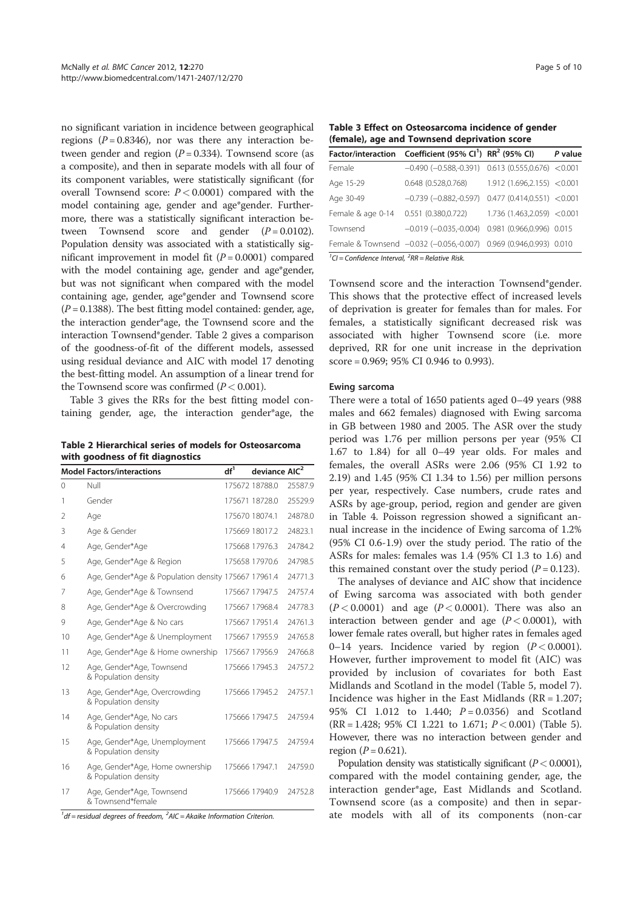no significant variation in incidence between geographical regions ($P = 0.8346$), nor was there any interaction between gender and region ($P = 0.334$). Townsend score (as a composite), and then in separate models with all four of its component variables, were statistically significant (for overall Townsend score: $P < 0.0001$) compared with the model containing age, gender and age*gender. Furthermore, there was a statistically significant interaction between Townsend score and gender ($P = 0.0102$). Population density was associated with a statistically significant improvement in model fit ($P = 0.0001$) compared with the model containing age, gender and age*gender, but was not significant when compared with the model containing age, gender, age*gender and Townsend score ($P = 0.1388$). The best fitting model contained: gender, age, the interaction gender*age, the Townsend score and the interaction Townsend*gender. Table 2 gives a comparison of the goodness-of-fit of the different models, assessed using residual deviance and AIC with model 17 denoting the best-fitting model. An assumption of a linear trend for the Townsend score was confirmed ($P < 0.001$).

Table 3 gives the RRs for the best fitting model containing gender, age, the interaction gender*age, the Townsend score and the interaction Townsend*gender. This shows that the protective effect of increased levels of deprivation is greater for females than for males. For females, a statistically significant decreased risk was associated with higher Townsend score (i.e. more deprived, RR for one unit increase in the deprivation score = 0.969; 95% CI 0.946 to 0.993).

**Table 2 Hierarchical series of models for Osteosarcoma with goodness of fit diagnostics**

| Model | Factors/interactions | df[1] | deviance | AIC[2] |
|---|---|---|---|---|
| 0 | Null | 175672 | 18788.0 | 25587.9 |
| 1 | Gender | 175671 | 18728.0 | 25529.9 |
| 2 | Age | 175670 | 18074.1 | 24878.0 |
| 3 | Age & Gender | 175669 | 18017.2 | 24823.1 |
| 4 | Age, Gender*Age | 175668 | 17976.3 | 24784.2 |
| 5 | Age, Gender*Age & Region | 175658 | 17970.6 | 24798.5 |
| 6 | Age, Gender*Age & Population density | 175667 | 17961.4 | 24771.3 |
| 7 | Age, Gender*Age & Townsend | 175667 | 17947.5 | 24757.4 |
| 8 | Age, Gender*Age & Overcrowding | 175667 | 17968.4 | 24778.3 |
| 9 | Age, Gender*Age & No cars | 175667 | 17951.4 | 24761.3 |
| 10 | Age, Gender*Age & Unemployment | 175667 | 17955.9 | 24765.8 |
| 11 | Age, Gender*Age & Home ownership | 175667 | 17956.9 | 24766.8 |
| 12 | Age, Gender*Age, Townsend & Population density | 175666 | 17945.3 | 24757.2 |
| 13 | Age, Gender*Age, Overcrowding & Population density | 175666 | 17945.2 | 24757.1 |
| 14 | Age, Gender*Age, No cars & Population density | 175666 | 17947.5 | 24759.4 |
| 15 | Age, Gender*Age, Unemployment & Population density | 175666 | 17947.5 | 24759.4 |
| 16 | Age, Gender*Age, Home ownership & Population density | 175666 | 17947.1 | 24759.0 |
| 17 | Age, Gender*Age, Townsend & Townsend*female | 175666 | 17940.9 | 24752.8 |

[1]df = residual degrees of freedom, [2]AIC = Akaike Information Criterion.

**Table 3 Effect on Osteosarcoma incidence of gender (female), age and Townsend deprivation score**

| Factor/interaction | Coefficient (95% CI[1]) | RR[2] (95% CI) | P value |
|---|---|---|---|
| Female | −0.490 (−0.588,-0.391) | 0.613 (0.555,0.676) | <0.001 |
| Age 15-29 | 0.648 (0.528,0.768) | 1.912 (1.696,2.155) | <0.001 |
| Age 30-49 | −0.739 (−0.882,-0.597) | 0.477 (0.414,0.551) | <0.001 |
| Female & age 0-14 | 0.551 (0.380,0.722) | 1.736 (1.463,2.059) | <0.001 |
| Townsend | −0.019 (−0.035,-0.004) | 0.981 (0.966,0.996) | 0.015 |
| Female & Townsend | −0.032 (−0.056,-0.007) | 0.969 (0.946,0.993) | 0.010 |

[1]CI = Confidence Interval, [2]RR = Relative Risk.

#### Ewing sarcoma

There were a total of 1650 patients aged 0–49 years (988 males and 662 females) diagnosed with Ewing sarcoma in GB between 1980 and 2005. The ASR over the study period was 1.76 per million persons per year (95% CI 1.67 to 1.84) for all 0–49 year olds. For males and females, the overall ASRs were 2.06 (95% CI 1.92 to 2.19) and 1.45 (95% CI 1.34 to 1.56) per million persons per year, respectively. Case numbers, crude rates and ASRs by age-group, period, region and gender are given in Table 4. Poisson regression showed a significant annual increase in the incidence of Ewing sarcoma of 1.2% (95% CI 0.6-1.9) over the study period. The ratio of the ASRs for males: females was 1.4 (95% CI 1.3 to 1.6) and this remained constant over the study period ($P = 0.123$).

The analyses of deviance and AIC show that incidence of Ewing sarcoma was associated with both gender ($P < 0.0001$) and age ($P < 0.0001$). There was also an interaction between gender and age ($P < 0.0001$), with lower female rates overall, but higher rates in females aged 0–14 years. Incidence varied by region ($P < 0.0001$). However, further improvement to model fit (AIC) was provided by inclusion of covariates for both East Midlands and Scotland in the model (Table 5, model 7). Incidence was higher in the East Midlands (RR = 1.207; 95% CI 1.012 to 1.440; $P = 0.0356$) and Scotland (RR = 1.428; 95% CI 1.221 to 1.671; $P < 0.001$) (Table 5). However, there was no interaction between gender and region ($P = 0.621$).

Population density was statistically significant ($P < 0.0001$), compared with the model containing gender, age, the interaction gender*age, East Midlands and Scotland. Townsend score (as a composite) and then in separate models with all of its components (non-car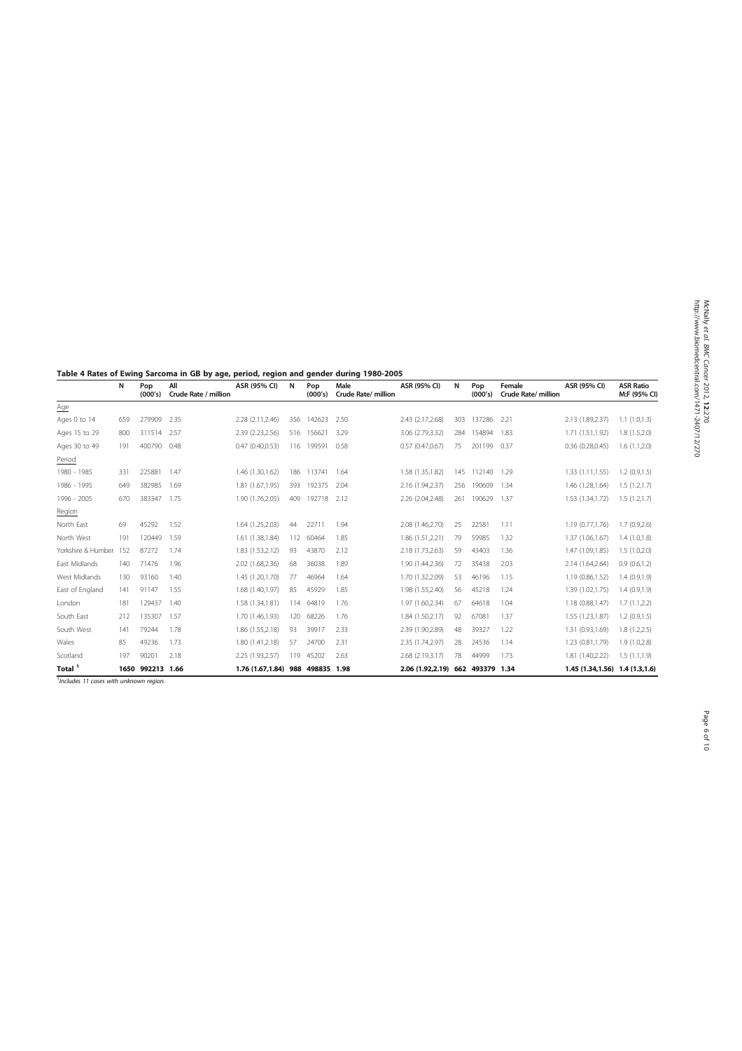**Table 4 Rates of Ewing Sarcoma in GB by age, period, region and gender during 1980-2005**

| | N | Pop (000's) | All Crude Rate / million | ASR (95% CI) | N | Pop (000's) | Male Crude Rate/ million | ASR (95% CI) | N | Pop (000's) | Female Crude Rate/ million | ASR (95% CI) | ASR Ratio M:F (95% CI) |
|---|---|---|---|---|---|---|---|---|---|---|---|---|---|
| Age | | | | | | | | | | | | | |
| Ages 0 to 14 | 659 | 279909 | 2.35 | 2.28 (2.11,2.46) | 356 | 142623 | 2.50 | 2.43 (2.17,2.68) | 303 | 137286 | 2.21 | 2.13 (1.89,2.37) | 1.1 (1.0,1.3) |
| Ages 15 to 29 | 800 | 311514 | 2.57 | 2.39 (2.23,2.56) | 516 | 156621 | 3.29 | 3.06 (2.79,3.32) | 284 | 154894 | 1.83 | 1.71 (1.51,1.92) | 1.8 (1.5,2.0) |
| Ages 30 to 49 | 191 | 400790 | 0.48 | 0.47 (0.40,0.53) | 116 | 199591 | 0.58 | 0.57 (0.47,0.67) | 75 | 201199 | 0.37 | 0.36 (0.28,0.45) | 1.6 (1.1,2.0) |
| Period | | | | | | | | | | | | | |
| 1980 - 1985 | 331 | 225881 | 1.47 | 1.46 (1.30,1.62) | 186 | 113741 | 1.64 | 1.58 (1.35,1.82) | 145 | 112140 | 1.29 | 1.33 (1.11,1.55) | 1.2 (0.9,1.5) |
| 1986 - 1995 | 649 | 382985 | 1.69 | 1.81 (1.67,1.95) | 393 | 192375 | 2.04 | 2.16 (1.94,2.37) | 256 | 190609 | 1.34 | 1.46 (1.28,1.64) | 1.5 (1.2,1.7) |
| 1996 - 2005 | 670 | 383347 | 1.75 | 1.90 (1.76,2.05) | 409 | 192718 | 2.12 | 2.26 (2.04,2.48) | 261 | 190629 | 1.37 | 1.53 (1.34,1.72) | 1.5 (1.2,1.7) |
| Region | | | | | | | | | | | | | |
| North East | 69 | 45292 | 1.52 | 1.64 (1.25,2.03) | 44 | 22711 | 1.94 | 2.08 (1.46,2.70) | 25 | 22581 | 1.11 | 1.19 (0.77,1.76) | 1.7 (0.9,2.6) |
| North West | 191 | 120449 | 1.59 | 1.61 (1.38,1.84) | 112 | 60464 | 1.85 | 1.86 (1.51,2.21) | 79 | 59985 | 1.32 | 1.37 (1.06,1.67) | 1.4 (1.0,1.8) |
| Yorkshire & Humber | 152 | 87272 | 1.74 | 1.83 (1.53,2.12) | 93 | 43870 | 2.12 | 2.18 (1.73,2.63) | 59 | 43403 | 1.36 | 1.47 (1.09,1.85) | 1.5 (1.0,2.0) |
| East Midlands | 140 | 71476 | 1.96 | 2.02 (1.68,2.36) | 68 | 36038 | 1.89 | 1.90 (1.44,2.36) | 72 | 35438 | 2.03 | 2.14 (1.64,2.64) | 0.9 (0.6,1.2) |
| West Midlands | 130 | 93160 | 1.40 | 1.45 (1.20,1.70) | 77 | 46964 | 1.64 | 1.70 (1.32,2.09) | 53 | 46196 | 1.15 | 1.19 (0.86,1.52) | 1.4 (0.9,1.9) |
| East of England | 141 | 91147 | 1.55 | 1.68 (1.40,1.97) | 85 | 45929 | 1.85 | 1.98 (1.55,2.40) | 56 | 45218 | 1.24 | 1.39 (1.02,1.75) | 1.4 (0.9,1.9) |
| London | 181 | 129437 | 1.40 | 1.58 (1.34,1.81) | 114 | 64819 | 1.76 | 1.97 (1.60,2.34) | 67 | 64618 | 1.04 | 1.18 (0.88,1.47) | 1.7 (1.1,2.2) |
| South East | 212 | 135307 | 1.57 | 1.70 (1.46,1.93) | 120 | 68226 | 1.76 | 1.84 (1.50,2.17) | 92 | 67081 | 1.37 | 1.55 (1.23,1.87) | 1.2 (0.9,1.5) |
| South West | 141 | 79244 | 1.78 | 1.86 (1.55,2.18) | 93 | 39917 | 2.33 | 2.39 (1.90,2.89) | 48 | 39327 | 1.22 | 1.31 (0.93,1.69) | 1.8 (1.2,2.5) |
| Wales | 85 | 49236 | 1.73 | 1.80 (1.41,2.18) | 57 | 24700 | 2.31 | 2.35 (1.74,2.97) | 28 | 24536 | 1.14 | 1.23 (0.81,1.79) | 1.9 (1.0,2.8) |
| Scotland | 197 | 90201 | 2.18 | 2.25 (1.93,2.57) | 119 | 45202 | 2.63 | 2.68 (2.19,3.17) | 78 | 44999 | 1.73 | 1.81 (1.40,2.22) | 1.5 (1.1,1.9) |
| **Total [1]** | **1650** | **992213** | **1.66** | **1.76 (1.67,1.84)** | **988** | **498835** | **1.98** | **2.06 (1.92,2.19)** | **662** | **493379** | **1.34** | **1.45 (1.34,1.56)** | **1.4 (1.3,1.6)** |

[1]Includes 11 cases with unknown region.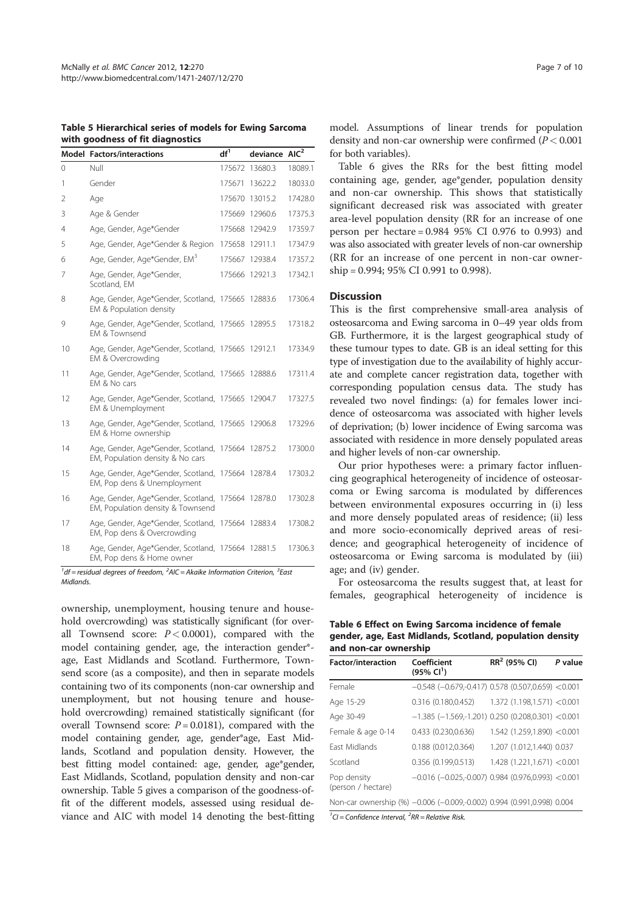**Table 5 Hierarchical series of models for Ewing Sarcoma with goodness of fit diagnostics**

| Model | Factors/interactions | df[1] | deviance | AIC[2] |
|---|---|---|---|---|
| 0 | Null | 175672 | 13680.3 | 18089.1 |
| 1 | Gender | 175671 | 13622.2 | 18033.0 |
| 2 | Age | 175670 | 13015.2 | 17428.0 |
| 3 | Age & Gender | 175669 | 12960.6 | 17375.3 |
| 4 | Age, Gender, Age*Gender | 175668 | 12942.9 | 17359.7 |
| 5 | Age, Gender, Age*Gender & Region | 175658 | 12911.1 | 17347.9 |
| 6 | Age, Gender, Age*Gender, EM[3] | 175667 | 12938.4 | 17357.2 |
| 7 | Age, Gender, Age*Gender, Scotland, EM | 175666 | 12921.3 | 17342.1 |
| 8 | Age, Gender, Age*Gender, Scotland, EM & Population density | 175665 | 12883.6 | 17306.4 |
| 9 | Age, Gender, Age*Gender, Scotland, EM & Townsend | 175665 | 12895.5 | 17318.2 |
| 10 | Age, Gender, Age*Gender, Scotland, EM & Overcrowding | 175665 | 12912.1 | 17334.9 |
| 11 | Age, Gender, Age*Gender, Scotland, EM & No cars | 175665 | 12888.6 | 17311.4 |
| 12 | Age, Gender, Age*Gender, Scotland, EM & Unemployment | 175665 | 12904.7 | 17327.5 |
| 13 | Age, Gender, Age*Gender, Scotland, EM & Home ownership | 175665 | 12906.8 | 17329.6 |
| 14 | Age, Gender, Age*Gender, Scotland, EM, Population density & No cars | 175664 | 12875.2 | 17300.0 |
| 15 | Age, Gender, Age*Gender, Scotland, EM, Pop dens & Unemployment | 175664 | 12878.4 | 17303.2 |
| 16 | Age, Gender, Age*Gender, Scotland, EM, Population density & Townsend | 175664 | 12878.0 | 17302.8 |
| 17 | Age, Gender, Age*Gender, Scotland, EM, Pop dens & Overcrowding | 175664 | 12883.4 | 17308.2 |
| 18 | Age, Gender, Age*Gender, Scotland, EM, Pop dens & Home owner | 175664 | 12881.5 | 17306.3 |

[1]*df* = residual degrees of freedom, [2]AIC = Akaike Information Criterion, [3]East Midlands.

ownership, unemployment, housing tenure and household overcrowding) was statistically significant (for overall Townsend score: $P < 0.0001$), compared with the model containing gender, age, the interaction gender*age, East Midlands and Scotland. Furthermore, Townsend score (as a composite), and then in separate models containing two of its components (non-car ownership and unemployment, but not housing tenure and household overcrowding) remained statistically significant (for overall Townsend score: $P = 0.0181$), compared with the model containing gender, age, gender*age, East Midlands, Scotland and population density. However, the best fitting model contained: age, gender, age*gender, East Midlands, Scotland, population density and non-car ownership. Table 5 gives a comparison of the goodness-of-fit of the different models, assessed using residual deviance and AIC with model 14 denoting the best-fitting model. Assumptions of linear trends for population density and non-car ownership were confirmed ($P < 0.001$ for both variables).

Table 6 gives the RRs for the best fitting model containing age, gender, age*gender, population density and non-car ownership. This shows that statistically significant decreased risk was associated with greater area-level population density (RR for an increase of one person per hectare = 0.984 95% CI 0.976 to 0.993) and was also associated with greater levels of non-car ownership (RR for an increase of one percent in non-car ownership = 0.994; 95% CI 0.991 to 0.998).

## Discussion

This is the first comprehensive small-area analysis of osteosarcoma and Ewing sarcoma in 0–49 year olds from GB. Furthermore, it is the largest geographical study of these tumour types to date. GB is an ideal setting for this type of investigation due to the availability of highly accurate and complete cancer registration data, together with corresponding population census data. The study has revealed two novel findings: (a) for females lower incidence of osteosarcoma was associated with higher levels of deprivation; (b) lower incidence of Ewing sarcoma was associated with residence in more densely populated areas and higher levels of non-car ownership.

Our prior hypotheses were: a primary factor influencing geographical heterogeneity of incidence of osteosarcoma or Ewing sarcoma is modulated by differences between environmental exposures occurring in (i) less and more densely populated areas of residence; (ii) less and more socio-economically deprived areas of residence; and geographical heterogeneity of incidence of osteosarcoma or Ewing sarcoma is modulated by (iii) age; and (iv) gender.

For osteosarcoma the results suggest that, at least for females, geographical heterogeneity of incidence is

**Table 6 Effect on Ewing Sarcoma incidence of female gender, age, East Midlands, Scotland, population density and non-car ownership**

| Factor/interaction | Coefficient (95% CI[1]) | RR[2] (95% CI) | *P* value |
|---|---|---|---|
| Female | −0.548 (−0.679,-0.417) | 0.578 (0.507,0.659) | <0.001 |
| Age 15-29 | 0.316 (0.180,0.452) | 1.372 (1.198,1.571) | <0.001 |
| Age 30-49 | −1.385 (−1.569,-1.201) | 0.250 (0.208,0.301) | <0.001 |
| Female & age 0-14 | 0.433 (0.230,0.636) | 1.542 (1.259,1.890) | <0.001 |
| East Midlands | 0.188 (0.012,0.364) | 1.207 (1.012,1.440) | 0.037 |
| Scotland | 0.356 (0.199,0.513) | 1.428 (1.221,1.671) | <0.001 |
| Pop density (person / hectare) | −0.016 (−0.025,-0.007) | 0.984 (0.976,0.993) | <0.001 |
| Non-car ownership (%) | −0.006 (−0.009,-0.002) | 0.994 (0.991,0.998) | 0.004 |

[1]*CI* = *Confidence Interval*, [2]*RR* = *Relative Risk*.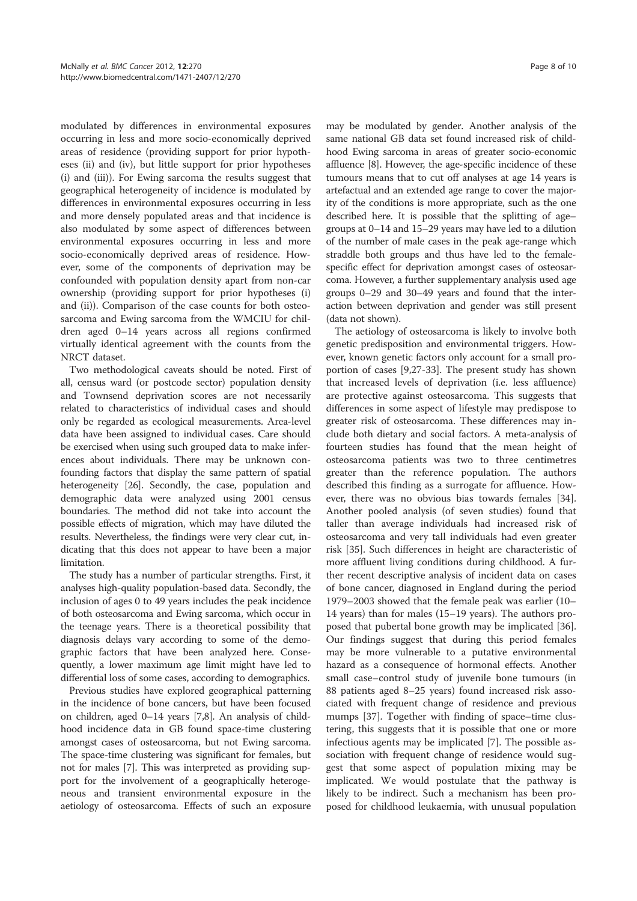modulated by differences in environmental exposures occurring in less and more socio-economically deprived areas of residence (providing support for prior hypotheses (ii) and (iv), but little support for prior hypotheses (i) and (iii)). For Ewing sarcoma the results suggest that geographical heterogeneity of incidence is modulated by differences in environmental exposures occurring in less and more densely populated areas and that incidence is also modulated by some aspect of differences between environmental exposures occurring in less and more socio-economically deprived areas of residence. However, some of the components of deprivation may be confounded with population density apart from non-car ownership (providing support for prior hypotheses (i) and (ii)). Comparison of the case counts for both osteosarcoma and Ewing sarcoma from the WMCIU for children aged 0–14 years across all regions confirmed virtually identical agreement with the counts from the NRCT dataset.

Two methodological caveats should be noted. First of all, census ward (or postcode sector) population density and Townsend deprivation scores are not necessarily related to characteristics of individual cases and should only be regarded as ecological measurements. Area-level data have been assigned to individual cases. Care should be exercised when using such grouped data to make inferences about individuals. There may be unknown confounding factors that display the same pattern of spatial heterogeneity [26]. Secondly, the case, population and demographic data were analyzed using 2001 census boundaries. The method did not take into account the possible effects of migration, which may have diluted the results. Nevertheless, the findings were very clear cut, indicating that this does not appear to have been a major limitation.

The study has a number of particular strengths. First, it analyses high-quality population-based data. Secondly, the inclusion of ages 0 to 49 years includes the peak incidence of both osteosarcoma and Ewing sarcoma, which occur in the teenage years. There is a theoretical possibility that diagnosis delays vary according to some of the demographic factors that have been analyzed here. Consequently, a lower maximum age limit might have led to differential loss of some cases, according to demographics.

Previous studies have explored geographical patterning in the incidence of bone cancers, but have been focused on children, aged 0–14 years [7,8]. An analysis of childhood incidence data in GB found space-time clustering amongst cases of osteosarcoma, but not Ewing sarcoma. The space-time clustering was significant for females, but not for males [7]. This was interpreted as providing support for the involvement of a geographically heterogeneous and transient environmental exposure in the aetiology of osteosarcoma. Effects of such an exposure may be modulated by gender. Another analysis of the same national GB data set found increased risk of childhood Ewing sarcoma in areas of greater socio-economic affluence [8]. However, the age-specific incidence of these tumours means that to cut off analyses at age 14 years is artefactual and an extended age range to cover the majority of the conditions is more appropriate, such as the one described here. It is possible that the splitting of age–groups at 0–14 and 15–29 years may have led to a dilution of the number of male cases in the peak age-range which straddle both groups and thus have led to the female-specific effect for deprivation amongst cases of osteosarcoma. However, a further supplementary analysis used age groups 0–29 and 30–49 years and found that the interaction between deprivation and gender was still present (data not shown).

The aetiology of osteosarcoma is likely to involve both genetic predisposition and environmental triggers. However, known genetic factors only account for a small proportion of cases [9,27-33]. The present study has shown that increased levels of deprivation (i.e. less affluence) are protective against osteosarcoma. This suggests that differences in some aspect of lifestyle may predispose to greater risk of osteosarcoma. These differences may include both dietary and social factors. A meta-analysis of fourteen studies has found that the mean height of osteosarcoma patients was two to three centimetres greater than the reference population. The authors described this finding as a surrogate for affluence. However, there was no obvious bias towards females [34]. Another pooled analysis (of seven studies) found that taller than average individuals had increased risk of osteosarcoma and very tall individuals had even greater risk [35]. Such differences in height are characteristic of more affluent living conditions during childhood. A further recent descriptive analysis of incident data on cases of bone cancer, diagnosed in England during the period 1979–2003 showed that the female peak was earlier (10–14 years) than for males (15–19 years). The authors proposed that pubertal bone growth may be implicated [36]. Our findings suggest that during this period females may be more vulnerable to a putative environmental hazard as a consequence of hormonal effects. Another small case–control study of juvenile bone tumours (in 88 patients aged 8–25 years) found increased risk associated with frequent change of residence and previous mumps [37]. Together with finding of space–time clustering, this suggests that it is possible that one or more infectious agents may be implicated [7]. The possible association with frequent change of residence would suggest that some aspect of population mixing may be implicated. We would postulate that the pathway is likely to be indirect. Such a mechanism has been proposed for childhood leukaemia, with unusual population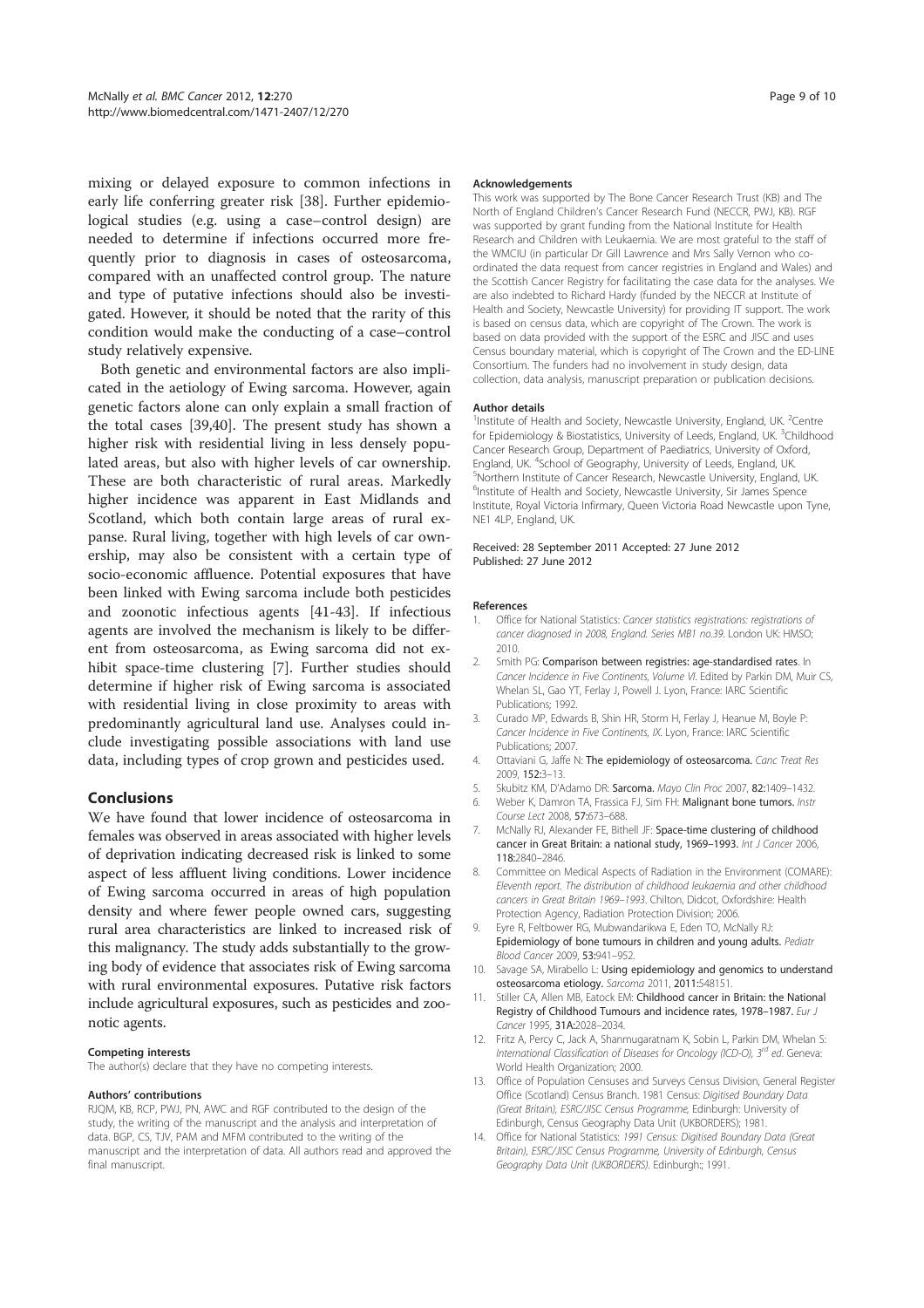mixing or delayed exposure to common infections in early life conferring greater risk [38]. Further epidemiological studies (e.g. using a case–control design) are needed to determine if infections occurred more frequently prior to diagnosis in cases of osteosarcoma, compared with an unaffected control group. The nature and type of putative infections should also be investigated. However, it should be noted that the rarity of this condition would make the conducting of a case–control study relatively expensive.

Both genetic and environmental factors are also implicated in the aetiology of Ewing sarcoma. However, again genetic factors alone can only explain a small fraction of the total cases [39,40]. The present study has shown a higher risk with residential living in less densely populated areas, but also with higher levels of car ownership. These are both characteristic of rural areas. Markedly higher incidence was apparent in East Midlands and Scotland, which both contain large areas of rural expanse. Rural living, together with high levels of car ownership, may also be consistent with a certain type of socio-economic affluence. Potential exposures that have been linked with Ewing sarcoma include both pesticides and zoonotic infectious agents [41-43]. If infectious agents are involved the mechanism is likely to be different from osteosarcoma, as Ewing sarcoma did not exhibit space-time clustering [7]. Further studies should determine if higher risk of Ewing sarcoma is associated with residential living in close proximity to areas with predominantly agricultural land use. Analyses could include investigating possible associations with land use data, including types of crop grown and pesticides used.

## Conclusions

We have found that lower incidence of osteosarcoma in females was observed in areas associated with higher levels of deprivation indicating decreased risk is linked to some aspect of less affluent living conditions. Lower incidence of Ewing sarcoma occurred in areas of high population density and where fewer people owned cars, suggesting rural area characteristics are linked to increased risk of this malignancy. The study adds substantially to the growing body of evidence that associates risk of Ewing sarcoma with rural environmental exposures. Putative risk factors include agricultural exposures, such as pesticides and zoonotic agents.

#### Competing interests

The author(s) declare that they have no competing interests.

#### Authors' contributions

RJQM, KB, RCP, PWJ, PN, AWC and RGF contributed to the design of the study, the writing of the manuscript and the analysis and interpretation of data. BGP, CS, TJV, PAM and MFM contributed to the writing of the manuscript and the interpretation of data. All authors read and approved the final manuscript.

#### Acknowledgements

This work was supported by The Bone Cancer Research Trust (KB) and The North of England Children's Cancer Research Fund (NECCR, PWJ, KB). RGF was supported by grant funding from the National Institute for Health Research and Children with Leukaemia. We are most grateful to the staff of the WMCIU (in particular Dr Gill Lawrence and Mrs Sally Vernon who co-ordinated the data request from cancer registries in England and Wales) and the Scottish Cancer Registry for facilitating the case data for the analyses. We are also indebted to Richard Hardy (funded by the NECCR at Institute of Health and Society, Newcastle University) for providing IT support. The work is based on census data, which are copyright of The Crown. The work is based on data provided with the support of the ESRC and JISC and uses Census boundary material, which is copyright of The Crown and the ED-LINE Consortium. The funders had no involvement in study design, data collection, data analysis, manuscript preparation or publication decisions.

#### Author details

[1]Institute of Health and Society, Newcastle University, England, UK. [2]Centre for Epidemiology & Biostatistics, University of Leeds, England, UK. [3]Childhood Cancer Research Group, Department of Paediatrics, University of Oxford, England, UK. [4]School of Geography, University of Leeds, England, UK. [5]Northern Institute of Cancer Research, Newcastle University, England, UK. [6]Institute of Health and Society, Newcastle University, Sir James Spence Institute, Royal Victoria Infirmary, Queen Victoria Road Newcastle upon Tyne, NE1 4LP, England, UK.

Received: 28 September 2011 Accepted: 27 June 2012
Published: 27 June 2012

#### References

1. Office for National Statistics: *Cancer statistics registrations: registrations of cancer diagnosed in 2008, England. Series MB1 no.39*. London UK: HMSO; 2010.
2. Smith PG: **Comparison between registries: age-standardised rates**. In *Cancer Incidence in Five Continents, Volume VI*. Edited by Parkin DM, Muir CS, Whelan SL, Gao YT, Ferlay J, Powell J. Lyon, France: IARC Scientific Publications; 1992.
3. Curado MP, Edwards B, Shin HR, Storm H, Ferlay J, Heanue M, Boyle P: *Cancer Incidence in Five Continents, IX*. Lyon, France: IARC Scientific Publications; 2007.
4. Ottaviani G, Jaffe N: **The epidemiology of osteosarcoma.** *Canc Treat Res* 2009, **152:**3–13.
5. Skubitz KM, D'Adamo DR: **Sarcoma.** *Mayo Clin Proc* 2007, **82:**1409–1432.
6. Weber K, Damron TA, Frassica FJ, Sim FH: **Malignant bone tumors.** *Instr Course Lect* 2008, **57:**673–688.
7. McNally RJ, Alexander FE, Bithell JF: **Space-time clustering of childhood cancer in Great Britain: a national study, 1969–1993.** *Int J Cancer* 2006, **118:**2840–2846.
8. Committee on Medical Aspects of Radiation in the Environment (COMARE): *Eleventh report. The distribution of childhood leukaemia and other childhood cancers in Great Britain 1969–1993*. Chilton, Didcot, Oxfordshire: Health Protection Agency, Radiation Protection Division; 2006.
9. Eyre R, Feltbower RG, Mubwandarikwa E, Eden TO, McNally RJ: **Epidemiology of bone tumours in children and young adults.** *Pediatr Blood Cancer* 2009, **53:**941–952.
10. Savage SA, Mirabello L: **Using epidemiology and genomics to understand osteosarcoma etiology.** *Sarcoma* 2011, **2011:**548151.
11. Stiller CA, Allen MB, Eatock EM: **Childhood cancer in Britain: the National Registry of Childhood Tumours and incidence rates, 1978–1987.** *Eur J Cancer* 1995, **31A:**2028–2034.
12. Fritz A, Percy C, Jack A, Shanmugaratnam K, Sobin L, Parkin DM, Whelan S: *International Classification of Diseases for Oncology (ICD-O), 3rd ed*. Geneva: World Health Organization; 2000.
13. Office of Population Censuses and Surveys Census Division, General Register Office (Scotland) Census Branch. 1981 Census: *Digitised Boundary Data (Great Britain), ESRC/JISC Census Programme*, Edinburgh: University of Edinburgh, Census Geography Data Unit (UKBORDERS); 1981.
14. Office for National Statistics: *1991 Census: Digitised Boundary Data (Great Britain), ESRC/JISC Census Programme, University of Edinburgh, Census Geography Data Unit (UKBORDERS)*. Edinburgh:; 1991.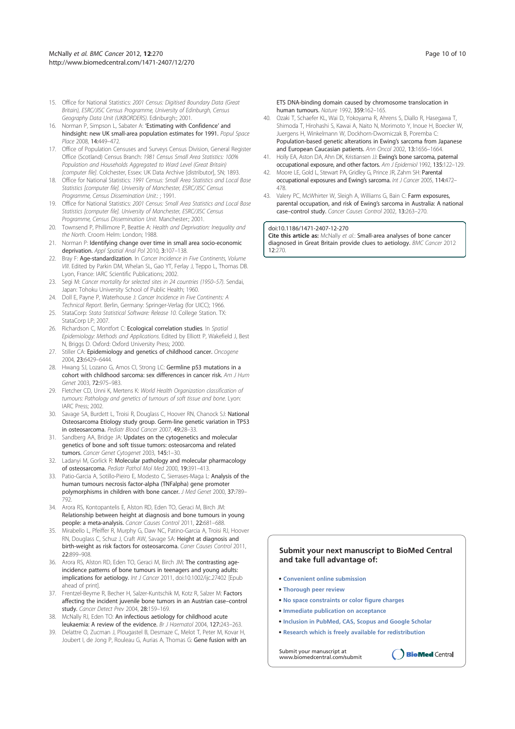15. Office for National Statistics: *2001 Census: Digitised Boundary Data (Great Britain), ESRC/JISC Census Programme, University of Edinburgh, Census Geography Data Unit (UKBORDERS)*. Edinburgh:; 2001.
16. Norman P, Simpson L, Sabater A: **'Estimating with Confidence' and hindsight: new UK small-area population estimates for 1991.** *Popul Space Place* 2008, **14**:449–472.
17. Office of Population Censuses and Surveys Census Division, General Register Office (Scotland) Census Branch: *1981 Census Small Area Statistics: 100% Population and Households Aggregated to Ward Level (Great Britain) [computer file]*. Colchester, Essex: UK Data Archive [distributor], SN; 1893.
18. Office for National Statistics: *1991 Census: Small Area Statistics and Local Base Statistics [computer file]. University of Manchester, ESRC/JISC Census Programme, Census Dissemination Unit.*: ; 1991.
19. Office for National Statistics: *2001 Census: Small Area Statistics and Local Base Statistics [computer file]. University of Manchester, ESRC/JISC Census Programme, Census Dissemination Unit*. Manchester:; 2001.
20. Townsend P, Phillimore P, Beattie A: *Health and Deprivation: Inequality and the North*. Croom Helm: London; 1988.
21. Norman P: **Identifying change over time in small area socio-economic deprivation.** *Appl Spatial Anal Pol* 2010, **3**:107–138.
22. Bray F: **Age-standardization**. In *Cancer Incidence in Five Continents, Volume VIII*. Edited by Parkin DM, Whelan SL, Gao YT, Ferlay J, Teppo L, Thomas DB. Lyon, France: IARC Scientific Publications; 2002.
23. Segi M: *Cancer mortality for selected sites in 24 countries (1950–57)*. Sendai, Japan: Tohoku University School of Public Health; 1960.
24. Doll E, Payne P, Waterhouse J: *Cancer Incidence in Five Continents: A Technical Report*. Berlin, Germany: Springer-Verlag (for UICC); 1966.
25. StataCorp: *Stata Statistical Software: Release 10*. College Station. TX: StataCorp LP; 2007.
26. Richardson C, Montfort C: **Ecological correlation studies**. In *Spatial Epidemiology: Methods and Applications*. Edited by Elliott P, Wakefield J, Best N, Briggs D. Oxford: Oxford University Press; 2000.
27. Stiller CA: **Epidemiology and genetics of childhood cancer.** *Oncogene* 2004, **23**:6429–6444.
28. Hwang SJ, Lozano G, Amos CI, Strong LC: **Germline p53 mutations in a cohort with childhood sarcoma: sex differences in cancer risk.** *Am J Hum Genet* 2003, **72**:975–983.
29. Fletcher CD, Unni K, Mertens K: *World Health Organization classification of tumours: Pathology and genetics of tumours of soft tissue and bone*. Lyon: IARC Press; 2002.
30. Savage SA, Burdett L, Troisi R, Douglass C, Hoover RN, Chanock SJ: **National Osteosarcoma Etiology study group. Germ-line genetic variation in TP53 in osteosarcoma.** *Pediatr Blood Cancer* 2007, **49**:28–33.
31. Sandberg AA, Bridge JA: **Updates on the cytogenetics and molecular genetics of bone and soft tissue tumors: osteosarcoma and related tumors.** *Cancer Genet Cytogenet* 2003, **145**:1–30.
32. Ladanyi M, Gorlick R: **Molecular pathology and molecular pharmacology of osteosarcoma.** *Pediatr Pathol Mol Med* 2000, **19**:391–413.
33. Patio-Garcia A, Sotillo-Pieiro E, Modesto C, Sierrases-Maga L: **Analysis of the human tumours necrosis factor-alpha (TNFalpha) gene promoter polymorphisms in children with bone cancer.** *J Med Genet* 2000, **37**:789–792.
34. Arora RS, Kontopantelis E, Alston RD, Eden TO, Geraci M, Birch JM: **Relationship between height at diagnosis and bone tumours in young people: a meta-analysis.** *Cancer Causes Control* 2011, **22**:681–688.
35. Mirabello L, Pfeiffer R, Murphy G, Daw NC, Patino-Garcia A, Troisi RJ, Hoover RN, Douglass C, Schuz J, Craft AW, Savage SA: **Height at diagnosis and birth-weight as risk factors for osteosarcoma.** *Cancer Causes Control* 2011, **22**:899–908.
36. Arora RS, Alston RD, Eden TO, Geraci M, Birch JM: **The contrasting age-incidence patterns of bone tumours in teenagers and young adults: implications for aetiology.** *Int J Cancer* 2011, doi:10.1002/ijc.27402 [Epub ahead of print].
37. Frentzel-Beyme R, Becher H, Salzer-Kuntschik M, Kotz R, Salzer M: **Factors affecting the incident juvenile bone tumors in an Austrian case–control study.** *Cancer Detect Prev* 2004, **28**:159–169.
38. McNally RJ, Eden TO: **An infectious aetiology for childhood acute leukaemia: A review of the evidence.** *Br J Haematol* 2004, **127**:243–263.
39. Delattre O, Zucman J, Plougastel B, Desmaze C, Melot T, Peter M, Kovar H, Joubert I, de Jong P, Rouleau G, Aurias A, Thomas G: **Gene fusion with an ETS DNA-binding domain caused by chromosome translocation in human tumours.** *Nature* 1992, **359**:162–165.
40. Ozaki T, Schaefer KL, Wai D, Yokoyama R, Ahrens S, Diallo R, Hasegawa T, Shimoda T, Hirohashi S, Kawai A, Naito N, Morimoto Y, Inoue H, Boecker W, Juergens H, Winkelmann W, Dockhorn-Dworniczak B, Poremba C: **Population-based genetic alterations in Ewing's sarcoma from Japanese and European Caucasian patients.** *Ann Oncol* 2002, **13**:1656–1664.
41. Holly EA, Aston DA, Ahn DK, Kristiansen JJ: **Ewing's bone sarcoma, paternal occupational exposure, and other factors.** *Am J Epidemiol* 1992, **135**:122–129.
42. Moore LE, Gold L, Stewart PA, Gridley G, Prince JR, Zahm SH: **Parental occupational exposures and Ewing's sarcoma.** *Int J Cancer* 2005, **114**:472–478.
43. Valery PC, McWhirter W, Sleigh A, Williams G, Bain C: **Farm exposures, parental occupation, and risk of Ewing's sarcoma in Australia: A national case–control study.** *Cancer Causes Control* 2002, **13**:263–270.

doi:10.1186/1471-2407-12-270

**Cite this article as:** McNally *et al.*: Small-area analyses of bone cancer diagnosed in Great Britain provide clues to aetiology. *BMC Cancer* 2012 12:270.

**Submit your next manuscript to BioMed Central and take full advantage of:**

- Convenient online submission
- Thorough peer review
- No space constraints or color figure charges
- Immediate publication on acceptance
- Inclusion in PubMed, CAS, Scopus and Google Scholar
- Research which is freely available for redistribution

Submit your manuscript at www.biomedcentral.com/submit

BioMed Central